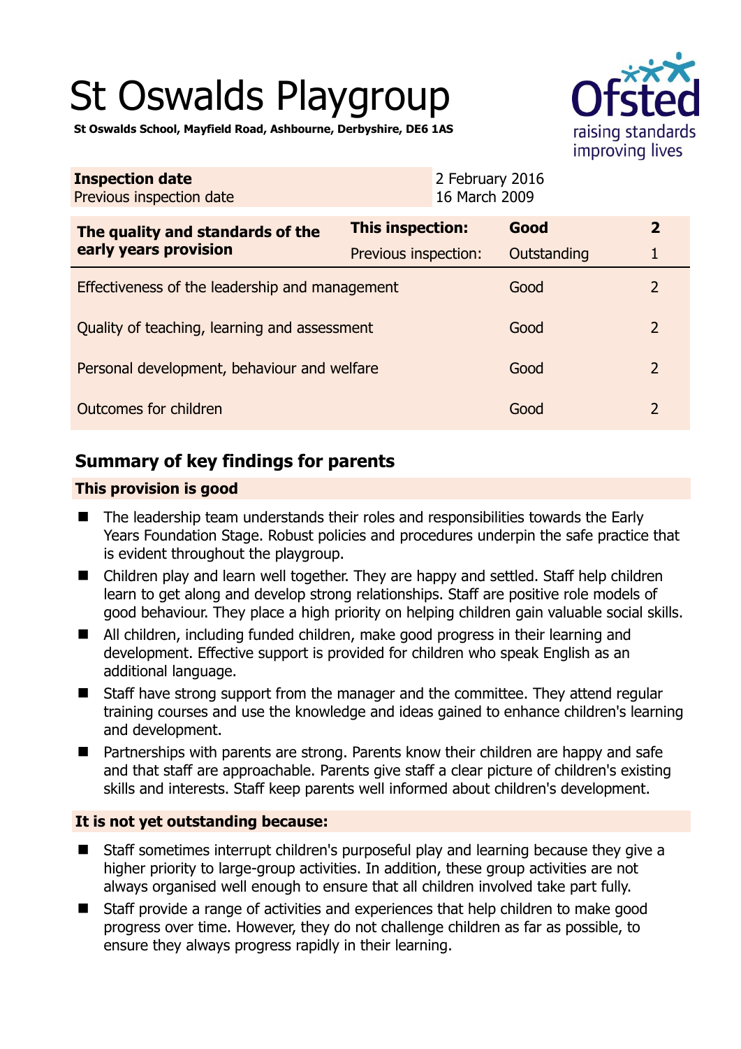# St Oswalds Playgroup

**St Oswalds School, Mayfield Road, Ashbourne, Derbyshire, DE6 1AS**

Ofsted raising standards improving lives

| **Inspection date** | 2 February 2016 |
| --- | --- |
| Previous inspection date | 16 March 2009 |

| **The quality and standards of the early years provision** | **This inspection:** | **Good** | **2** |
| --- | --- | --- | --- |
| | Previous inspection: | Outstanding | 1 |
| Effectiveness of the leadership and management | | Good | 2 |
| Quality of teaching, learning and assessment | | Good | 2 |
| Personal development, behaviour and welfare | | Good | 2 |
| Outcomes for children | | Good | 2 |

## Summary of key findings for parents

**This provision is good**

- The leadership team understands their roles and responsibilities towards the Early Years Foundation Stage. Robust policies and procedures underpin the safe practice that is evident throughout the playgroup.
- Children play and learn well together. They are happy and settled. Staff help children learn to get along and develop strong relationships. Staff are positive role models of good behaviour. They place a high priority on helping children gain valuable social skills.
- All children, including funded children, make good progress in their learning and development. Effective support is provided for children who speak English as an additional language.
- Staff have strong support from the manager and the committee. They attend regular training courses and use the knowledge and ideas gained to enhance children's learning and development.
- Partnerships with parents are strong. Parents know their children are happy and safe and that staff are approachable. Parents give staff a clear picture of children's existing skills and interests. Staff keep parents well informed about children's development.

**It is not yet outstanding because:**

- Staff sometimes interrupt children's purposeful play and learning because they give a higher priority to large-group activities. In addition, these group activities are not always organised well enough to ensure that all children involved take part fully.
- Staff provide a range of activities and experiences that help children to make good progress over time. However, they do not challenge children as far as possible, to ensure they always progress rapidly in their learning.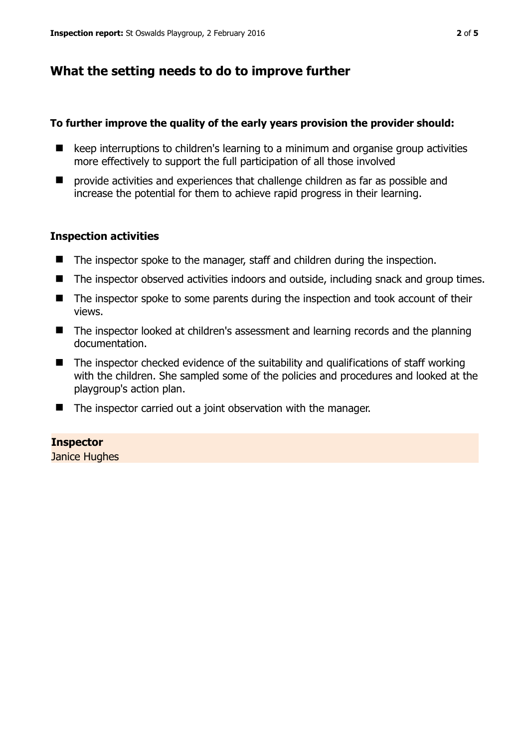## What the setting needs to do to improve further

**To further improve the quality of the early years provision the provider should:**

- keep interruptions to children's learning to a minimum and organise group activities more effectively to support the full participation of all those involved
- provide activities and experiences that challenge children as far as possible and increase the potential for them to achieve rapid progress in their learning.

### Inspection activities

- The inspector spoke to the manager, staff and children during the inspection.
- The inspector observed activities indoors and outside, including snack and group times.
- The inspector spoke to some parents during the inspection and took account of their views.
- The inspector looked at children's assessment and learning records and the planning documentation.
- The inspector checked evidence of the suitability and qualifications of staff working with the children. She sampled some of the policies and procedures and looked at the playgroup's action plan.
- The inspector carried out a joint observation with the manager.

**Inspector**
Janice Hughes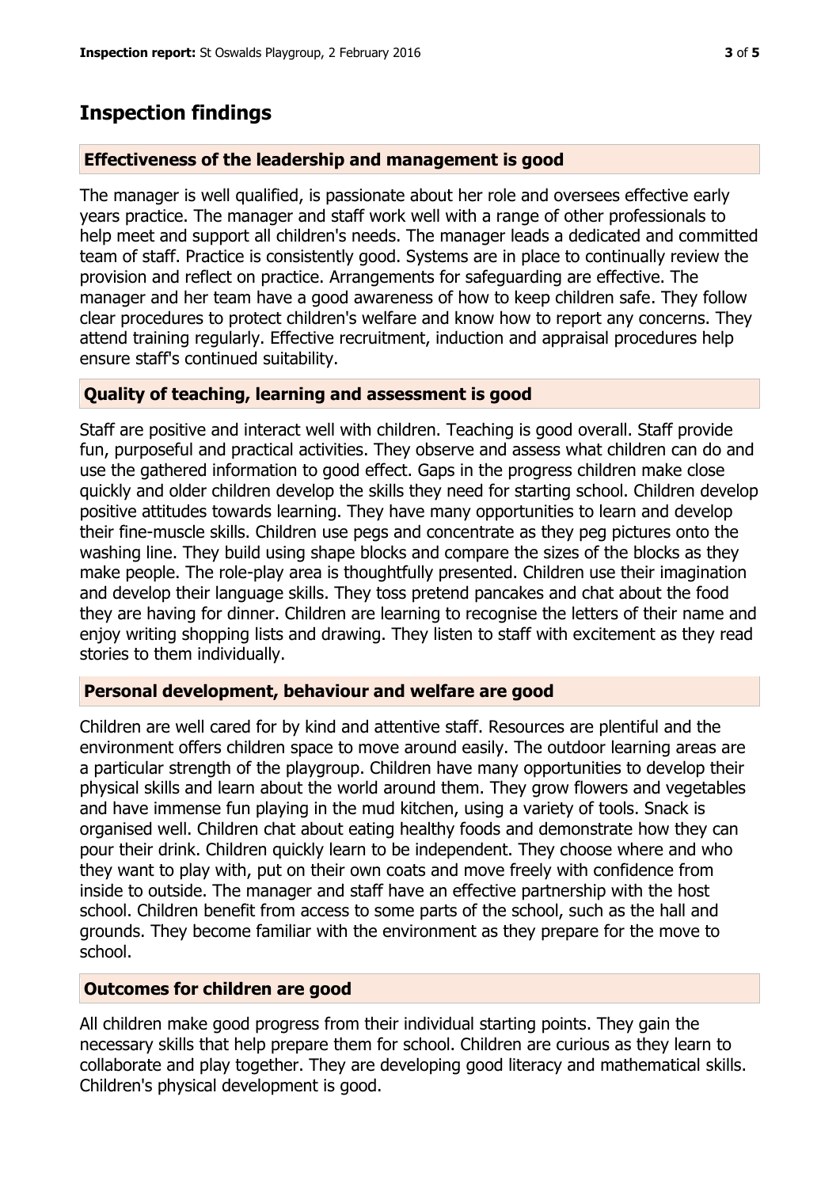## Inspection findings

### Effectiveness of the leadership and management is good

The manager is well qualified, is passionate about her role and oversees effective early years practice. The manager and staff work well with a range of other professionals to help meet and support all children's needs. The manager leads a dedicated and committed team of staff. Practice is consistently good. Systems are in place to continually review the provision and reflect on practice. Arrangements for safeguarding are effective. The manager and her team have a good awareness of how to keep children safe. They follow clear procedures to protect children's welfare and know how to report any concerns. They attend training regularly. Effective recruitment, induction and appraisal procedures help ensure staff's continued suitability.

### Quality of teaching, learning and assessment is good

Staff are positive and interact well with children. Teaching is good overall. Staff provide fun, purposeful and practical activities. They observe and assess what children can do and use the gathered information to good effect. Gaps in the progress children make close quickly and older children develop the skills they need for starting school. Children develop positive attitudes towards learning. They have many opportunities to learn and develop their fine-muscle skills. Children use pegs and concentrate as they peg pictures onto the washing line. They build using shape blocks and compare the sizes of the blocks as they make people. The role-play area is thoughtfully presented. Children use their imagination and develop their language skills. They toss pretend pancakes and chat about the food they are having for dinner. Children are learning to recognise the letters of their name and enjoy writing shopping lists and drawing. They listen to staff with excitement as they read stories to them individually.

### Personal development, behaviour and welfare are good

Children are well cared for by kind and attentive staff. Resources are plentiful and the environment offers children space to move around easily. The outdoor learning areas are a particular strength of the playgroup. Children have many opportunities to develop their physical skills and learn about the world around them. They grow flowers and vegetables and have immense fun playing in the mud kitchen, using a variety of tools. Snack is organised well. Children chat about eating healthy foods and demonstrate how they can pour their drink. Children quickly learn to be independent. They choose where and who they want to play with, put on their own coats and move freely with confidence from inside to outside. The manager and staff have an effective partnership with the host school. Children benefit from access to some parts of the school, such as the hall and grounds. They become familiar with the environment as they prepare for the move to school.

### Outcomes for children are good

All children make good progress from their individual starting points. They gain the necessary skills that help prepare them for school. Children are curious as they learn to collaborate and play together. They are developing good literacy and mathematical skills. Children's physical development is good.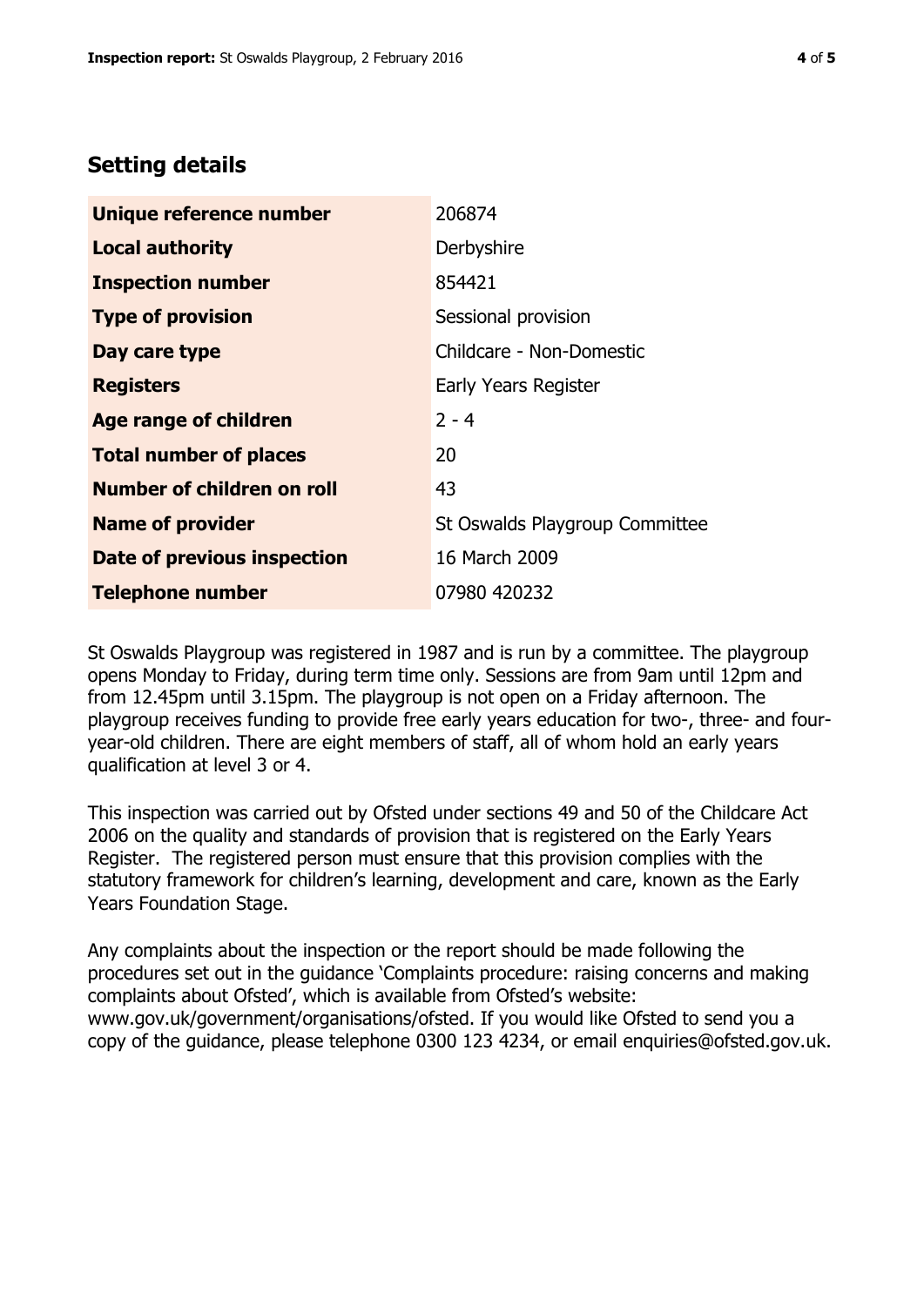## Setting details

| | |
|---|---|
| **Unique reference number** | 206874 |
| **Local authority** | Derbyshire |
| **Inspection number** | 854421 |
| **Type of provision** | Sessional provision |
| **Day care type** | Childcare - Non-Domestic |
| **Registers** | Early Years Register |
| **Age range of children** | 2 - 4 |
| **Total number of places** | 20 |
| **Number of children on roll** | 43 |
| **Name of provider** | St Oswalds Playgroup Committee |
| **Date of previous inspection** | 16 March 2009 |
| **Telephone number** | 07980 420232 |

St Oswalds Playgroup was registered in 1987 and is run by a committee. The playgroup opens Monday to Friday, during term time only. Sessions are from 9am until 12pm and from 12.45pm until 3.15pm. The playgroup is not open on a Friday afternoon. The playgroup receives funding to provide free early years education for two-, three- and four-year-old children. There are eight members of staff, all of whom hold an early years qualification at level 3 or 4.

This inspection was carried out by Ofsted under sections 49 and 50 of the Childcare Act 2006 on the quality and standards of provision that is registered on the Early Years Register. The registered person must ensure that this provision complies with the statutory framework for children's learning, development and care, known as the Early Years Foundation Stage.

Any complaints about the inspection or the report should be made following the procedures set out in the guidance 'Complaints procedure: raising concerns and making complaints about Ofsted', which is available from Ofsted's website: www.gov.uk/government/organisations/ofsted. If you would like Ofsted to send you a copy of the guidance, please telephone 0300 123 4234, or email enquiries@ofsted.gov.uk.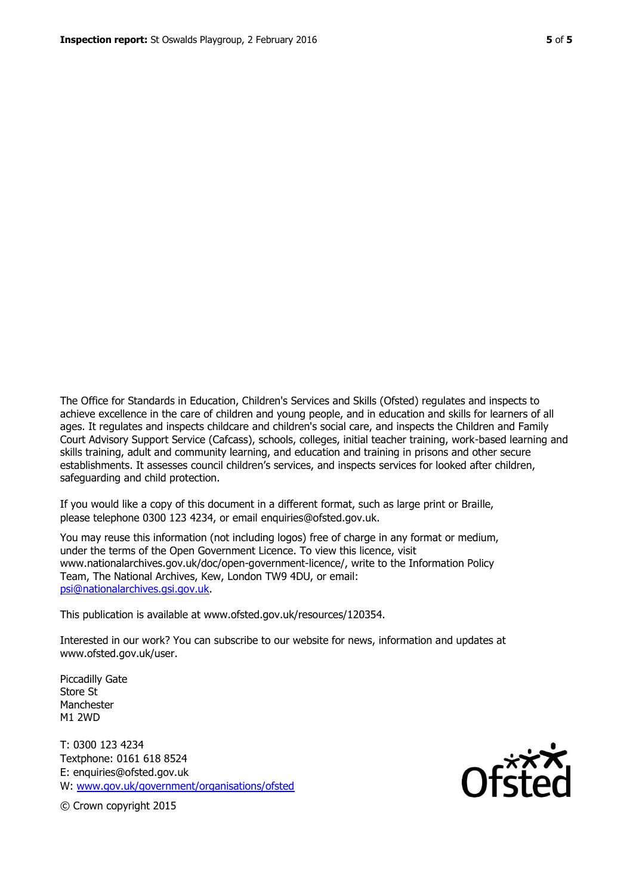The Office for Standards in Education, Children's Services and Skills (Ofsted) regulates and inspects to achieve excellence in the care of children and young people, and in education and skills for learners of all ages. It regulates and inspects childcare and children's social care, and inspects the Children and Family Court Advisory Support Service (Cafcass), schools, colleges, initial teacher training, work-based learning and skills training, adult and community learning, and education and training in prisons and other secure establishments. It assesses council children's services, and inspects services for looked after children, safeguarding and child protection.

If you would like a copy of this document in a different format, such as large print or Braille, please telephone 0300 123 4234, or email enquiries@ofsted.gov.uk.

You may reuse this information (not including logos) free of charge in any format or medium, under the terms of the Open Government Licence. To view this licence, visit www.nationalarchives.gov.uk/doc/open-government-licence/, write to the Information Policy Team, The National Archives, Kew, London TW9 4DU, or email: psi@nationalarchives.gsi.gov.uk.

This publication is available at www.ofsted.gov.uk/resources/120354.

Interested in our work? You can subscribe to our website for news, information and updates at www.ofsted.gov.uk/user.

Piccadilly Gate
Store St
Manchester
M1 2WD

T: 0300 123 4234
Textphone: 0161 618 8524
E: enquiries@ofsted.gov.uk
W: www.gov.uk/government/organisations/ofsted

© Crown copyright 2015